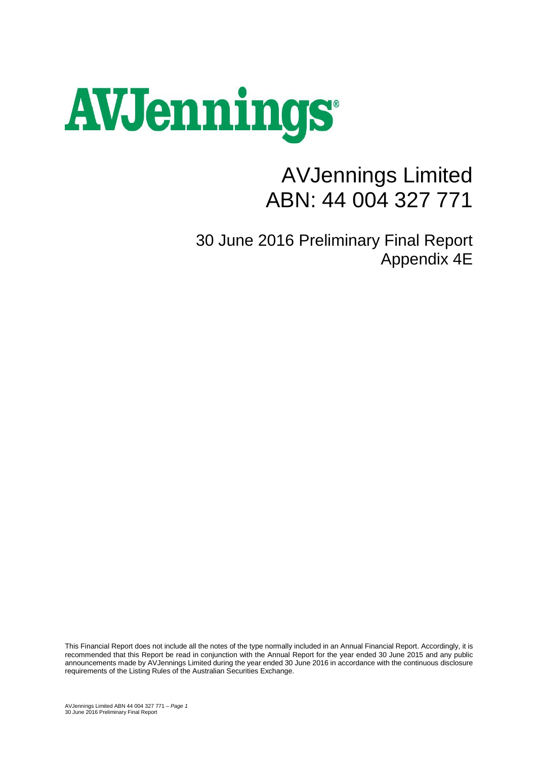# AVJennings

# AVJennings Limited
# ABN: 44 004 327 771

## 30 June 2016 Preliminary Final Report
## Appendix 4E

This Financial Report does not include all the notes of the type normally included in an Annual Financial Report. Accordingly, it is recommended that this Report be read in conjunction with the Annual Report for the year ended 30 June 2015 and any public announcements made by AVJennings Limited during the year ended 30 June 2016 in accordance with the continuous disclosure requirements of the Listing Rules of the Australian Securities Exchange.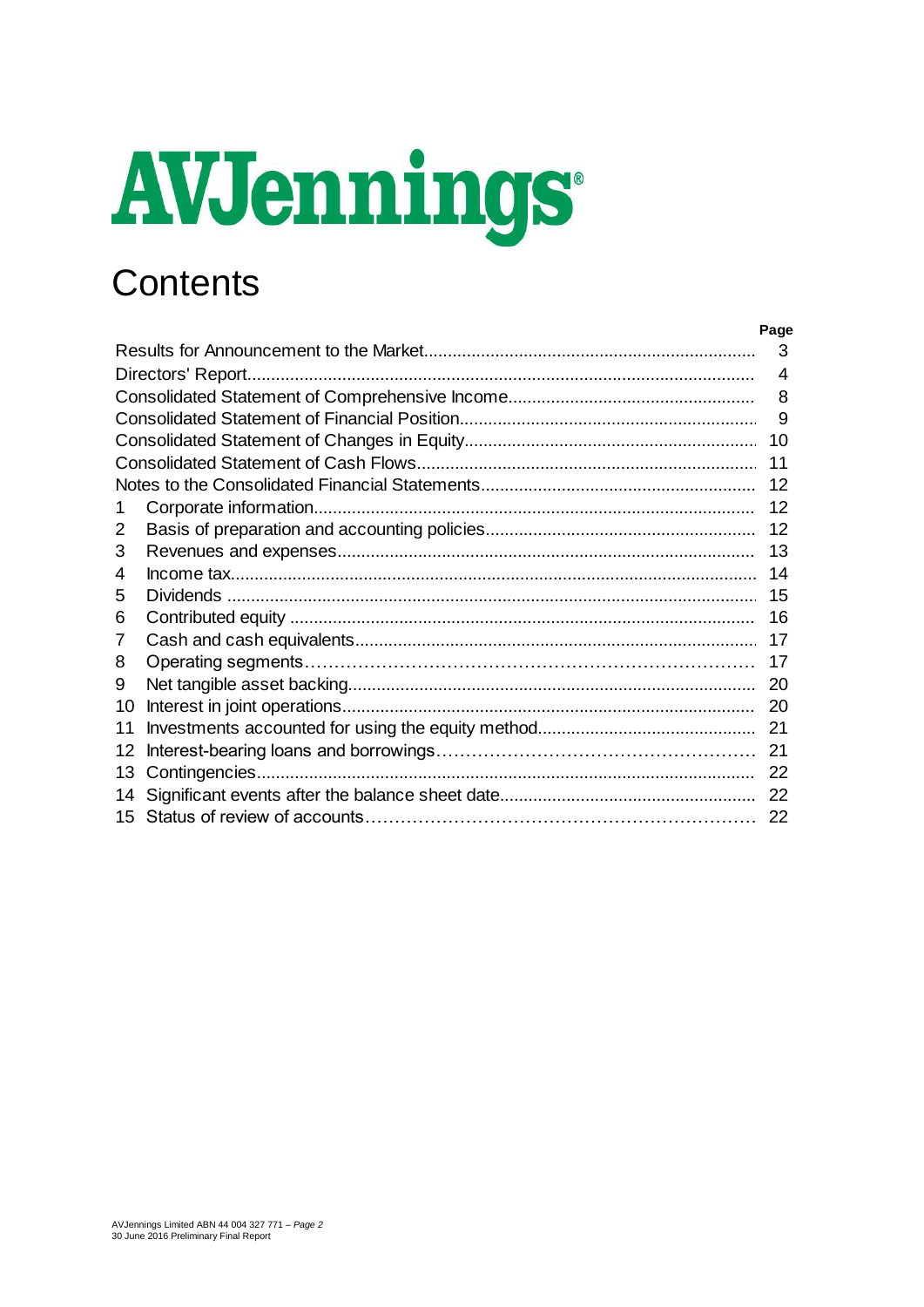# AVJennings

# Contents

| | | Page |
|---|---|---|
| Results for Announcement to the Market | | 3 |
| Directors' Report | | 4 |
| Consolidated Statement of Comprehensive Income | | 8 |
| Consolidated Statement of Financial Position | | 9 |
| Consolidated Statement of Changes in Equity | | 10 |
| Consolidated Statement of Cash Flows | | 11 |
| Notes to the Consolidated Financial Statements | | 12 |
| 1 | Corporate information | 12 |
| 2 | Basis of preparation and accounting policies | 12 |
| 3 | Revenues and expenses | 13 |
| 4 | Income tax | 14 |
| 5 | Dividends | 15 |
| 6 | Contributed equity | 16 |
| 7 | Cash and cash equivalents | 17 |
| 8 | Operating segments | 17 |
| 9 | Net tangible asset backing | 20 |
| 10 | Interest in joint operations | 20 |
| 11 | Investments accounted for using the equity method | 21 |
| 12 | Interest-bearing loans and borrowings | 21 |
| 13 | Contingencies | 22 |
| 14 | Significant events after the balance sheet date | 22 |
| 15 | Status of review of accounts | 22 |

AVJennings Limited ABN 44 004 327 771 – *Page 2*
30 June 2016 Preliminary Final Report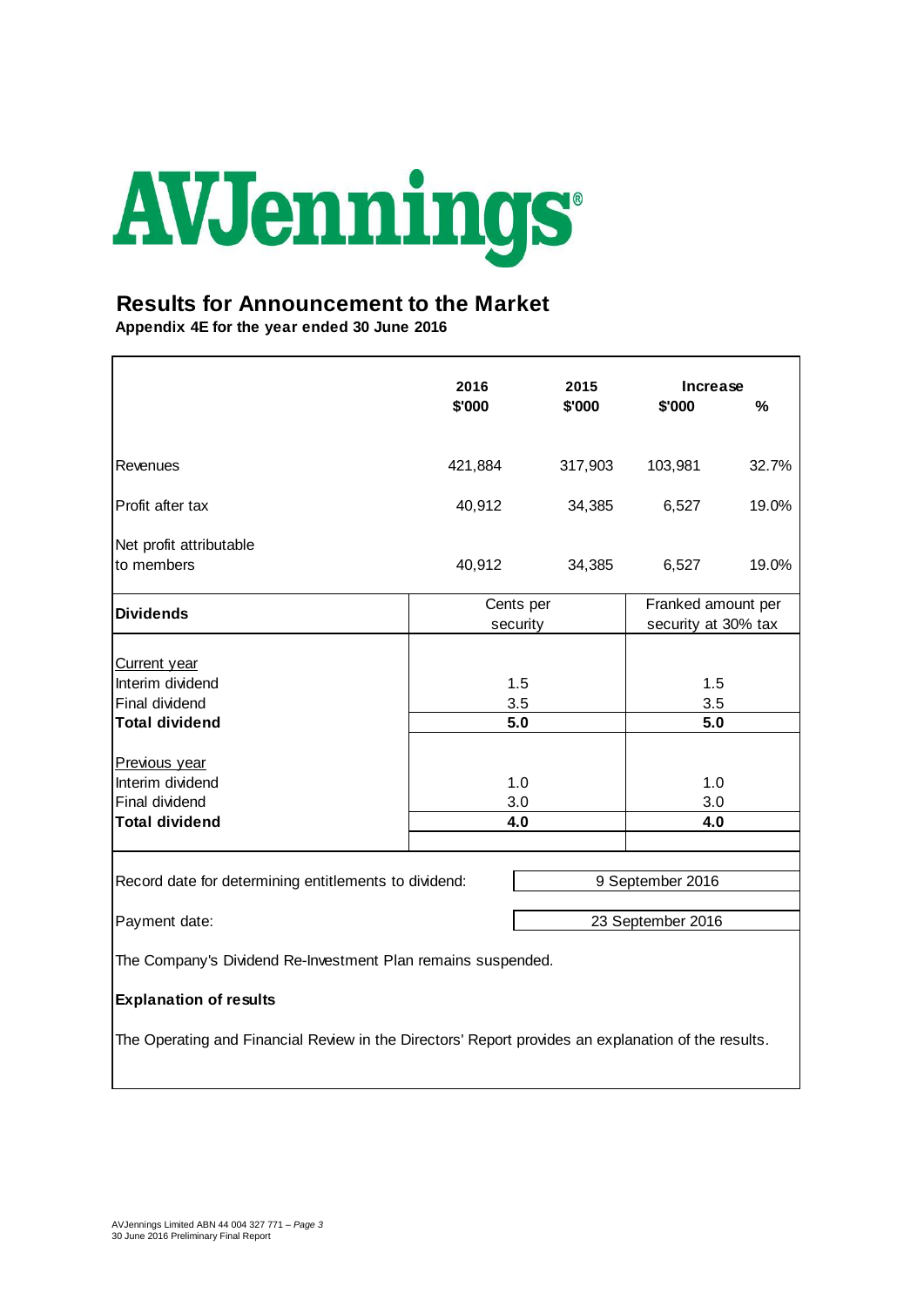# AVJennings

## Results for Announcement to the Market

**Appendix 4E for the year ended 30 June 2016**

| | 2016 $'000 | 2015 $'000 | Increase $'000 | Increase % |
|---|---|---|---|---|
| Revenues | 421,884 | 317,903 | 103,981 | 32.7% |
| Profit after tax | 40,912 | 34,385 | 6,527 | 19.0% |
| Net profit attributable to members | 40,912 | 34,385 | 6,527 | 19.0% |

| **Dividends** | Cents per security | Franked amount per security at 30% tax |
|---|---|---|
| Current year | | |
| Interim dividend | 1.5 | 1.5 |
| Final dividend | 3.5 | 3.5 |
| **Total dividend** | **5.0** | **5.0** |
| Previous year | | |
| Interim dividend | 1.0 | 1.0 |
| Final dividend | 3.0 | 3.0 |
| **Total dividend** | **4.0** | **4.0** |

| | |
|---|---|
| Record date for determining entitlements to dividend: | 9 September 2016 |
| Payment date: | 23 September 2016 |

The Company's Dividend Re-Investment Plan remains suspended.

**Explanation of results**

The Operating and Financial Review in the Directors' Report provides an explanation of the results.

AVJennings Limited ABN 44 004 327 771 – *Page 3*
30 June 2016 Preliminary Final Report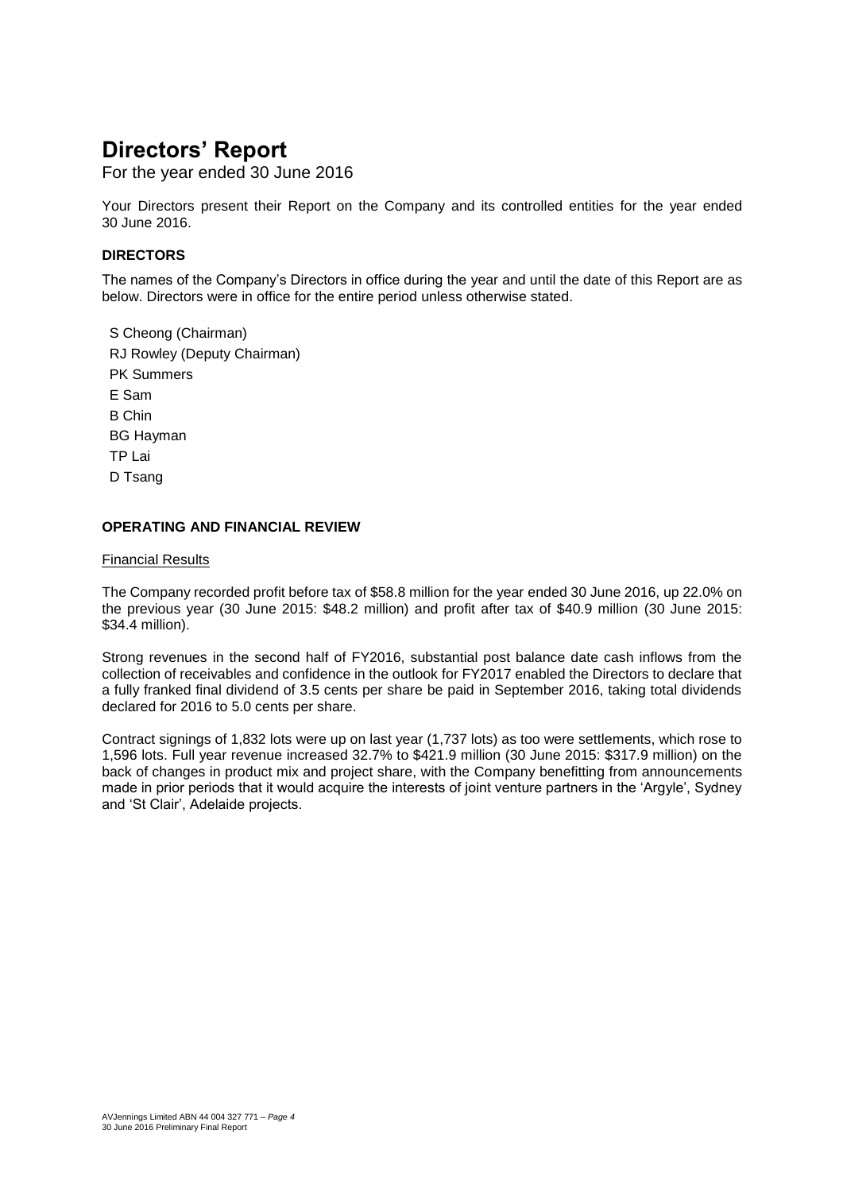# Directors' Report

For the year ended 30 June 2016

Your Directors present their Report on the Company and its controlled entities for the year ended 30 June 2016.

### DIRECTORS

The names of the Company's Directors in office during the year and until the date of this Report are as below. Directors were in office for the entire period unless otherwise stated.

S Cheong (Chairman)
RJ Rowley (Deputy Chairman)
PK Summers
E Sam
B Chin
BG Hayman
TP Lai
D Tsang

### OPERATING AND FINANCIAL REVIEW

Financial Results

The Company recorded profit before tax of \$58.8 million for the year ended 30 June 2016, up 22.0% on the previous year (30 June 2015: \$48.2 million) and profit after tax of \$40.9 million (30 June 2015: \$34.4 million).

Strong revenues in the second half of FY2016, substantial post balance date cash inflows from the collection of receivables and confidence in the outlook for FY2017 enabled the Directors to declare that a fully franked final dividend of 3.5 cents per share be paid in September 2016, taking total dividends declared for 2016 to 5.0 cents per share.

Contract signings of 1,832 lots were up on last year (1,737 lots) as too were settlements, which rose to 1,596 lots. Full year revenue increased 32.7% to \$421.9 million (30 June 2015: \$317.9 million) on the back of changes in product mix and project share, with the Company benefitting from announcements made in prior periods that it would acquire the interests of joint venture partners in the 'Argyle', Sydney and 'St Clair', Adelaide projects.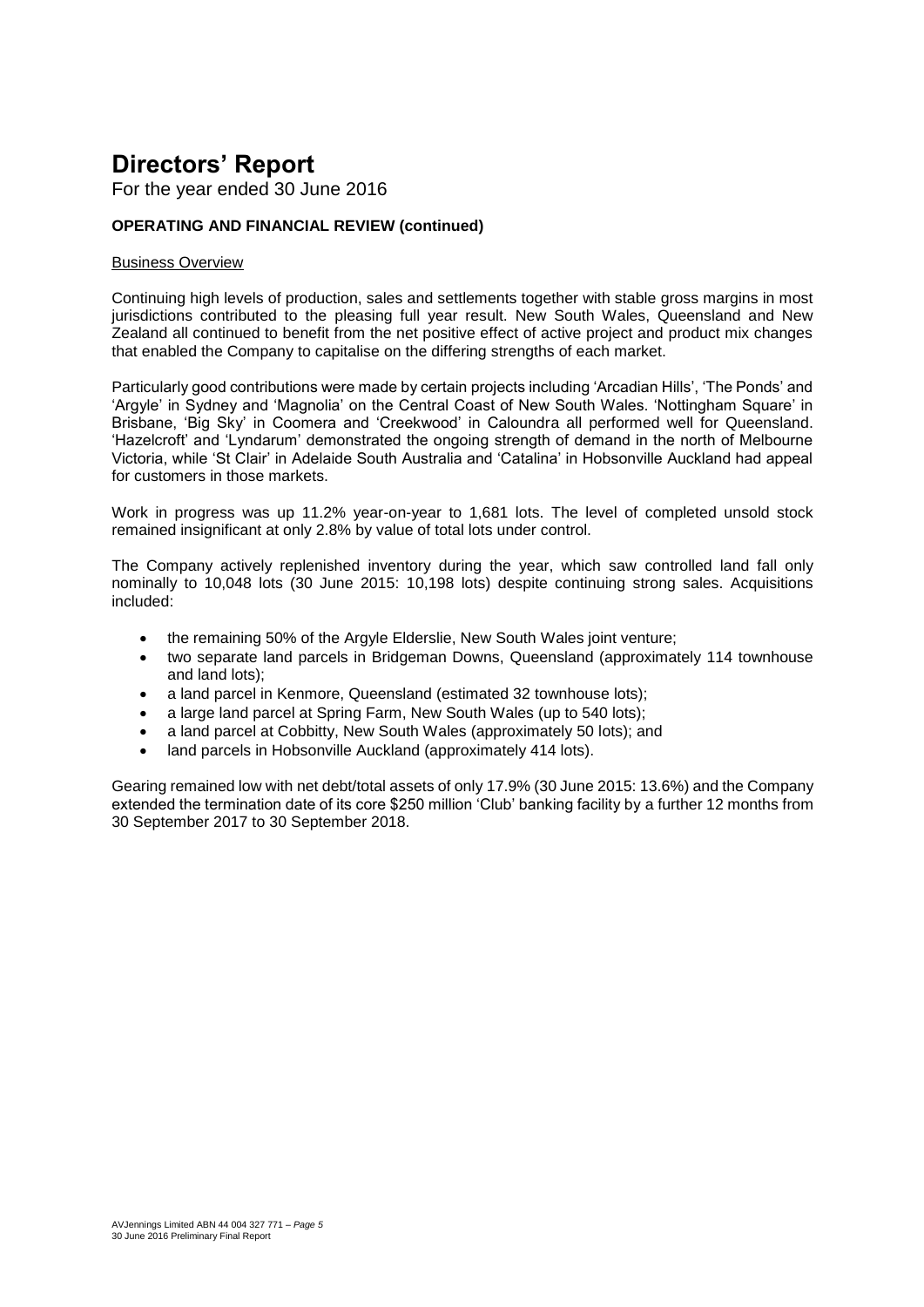# Directors' Report

For the year ended 30 June 2016

**OPERATING AND FINANCIAL REVIEW (continued)**

Business Overview

Continuing high levels of production, sales and settlements together with stable gross margins in most jurisdictions contributed to the pleasing full year result. New South Wales, Queensland and New Zealand all continued to benefit from the net positive effect of active project and product mix changes that enabled the Company to capitalise on the differing strengths of each market.

Particularly good contributions were made by certain projects including 'Arcadian Hills', 'The Ponds' and 'Argyle' in Sydney and 'Magnolia' on the Central Coast of New South Wales. 'Nottingham Square' in Brisbane, 'Big Sky' in Coomera and 'Creekwood' in Caloundra all performed well for Queensland. 'Hazelcroft' and 'Lyndarum' demonstrated the ongoing strength of demand in the north of Melbourne Victoria, while 'St Clair' in Adelaide South Australia and 'Catalina' in Hobsonville Auckland had appeal for customers in those markets.

Work in progress was up 11.2% year-on-year to 1,681 lots. The level of completed unsold stock remained insignificant at only 2.8% by value of total lots under control.

The Company actively replenished inventory during the year, which saw controlled land fall only nominally to 10,048 lots (30 June 2015: 10,198 lots) despite continuing strong sales. Acquisitions included:

- the remaining 50% of the Argyle Elderslie, New South Wales joint venture;
- two separate land parcels in Bridgeman Downs, Queensland (approximately 114 townhouse and land lots);
- a land parcel in Kenmore, Queensland (estimated 32 townhouse lots);
- a large land parcel at Spring Farm, New South Wales (up to 540 lots);
- a land parcel at Cobbitty, New South Wales (approximately 50 lots); and
- land parcels in Hobsonville Auckland (approximately 414 lots).

Gearing remained low with net debt/total assets of only 17.9% (30 June 2015: 13.6%) and the Company extended the termination date of its core \$250 million 'Club' banking facility by a further 12 months from 30 September 2017 to 30 September 2018.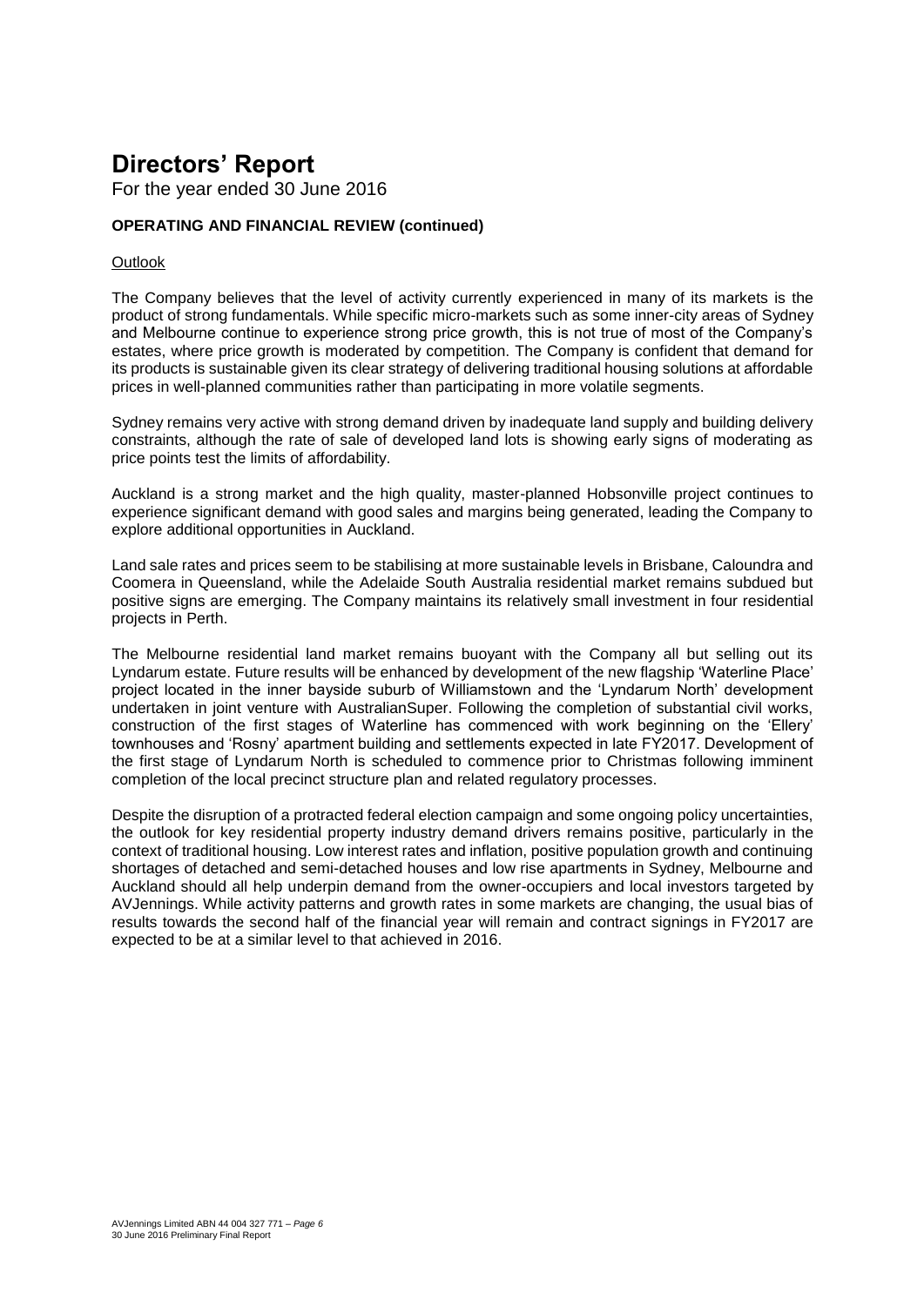# Directors' Report

For the year ended 30 June 2016

**OPERATING AND FINANCIAL REVIEW (continued)**

Outlook

The Company believes that the level of activity currently experienced in many of its markets is the product of strong fundamentals. While specific micro-markets such as some inner-city areas of Sydney and Melbourne continue to experience strong price growth, this is not true of most of the Company's estates, where price growth is moderated by competition. The Company is confident that demand for its products is sustainable given its clear strategy of delivering traditional housing solutions at affordable prices in well-planned communities rather than participating in more volatile segments.

Sydney remains very active with strong demand driven by inadequate land supply and building delivery constraints, although the rate of sale of developed land lots is showing early signs of moderating as price points test the limits of affordability.

Auckland is a strong market and the high quality, master-planned Hobsonville project continues to experience significant demand with good sales and margins being generated, leading the Company to explore additional opportunities in Auckland.

Land sale rates and prices seem to be stabilising at more sustainable levels in Brisbane, Caloundra and Coomera in Queensland, while the Adelaide South Australia residential market remains subdued but positive signs are emerging. The Company maintains its relatively small investment in four residential projects in Perth.

The Melbourne residential land market remains buoyant with the Company all but selling out its Lyndarum estate. Future results will be enhanced by development of the new flagship 'Waterline Place' project located in the inner bayside suburb of Williamstown and the 'Lyndarum North' development undertaken in joint venture with AustralianSuper. Following the completion of substantial civil works, construction of the first stages of Waterline has commenced with work beginning on the 'Ellery' townhouses and 'Rosny' apartment building and settlements expected in late FY2017. Development of the first stage of Lyndarum North is scheduled to commence prior to Christmas following imminent completion of the local precinct structure plan and related regulatory processes.

Despite the disruption of a protracted federal election campaign and some ongoing policy uncertainties, the outlook for key residential property industry demand drivers remains positive, particularly in the context of traditional housing. Low interest rates and inflation, positive population growth and continuing shortages of detached and semi-detached houses and low rise apartments in Sydney, Melbourne and Auckland should all help underpin demand from the owner-occupiers and local investors targeted by AVJennings. While activity patterns and growth rates in some markets are changing, the usual bias of results towards the second half of the financial year will remain and contract signings in FY2017 are expected to be at a similar level to that achieved in 2016.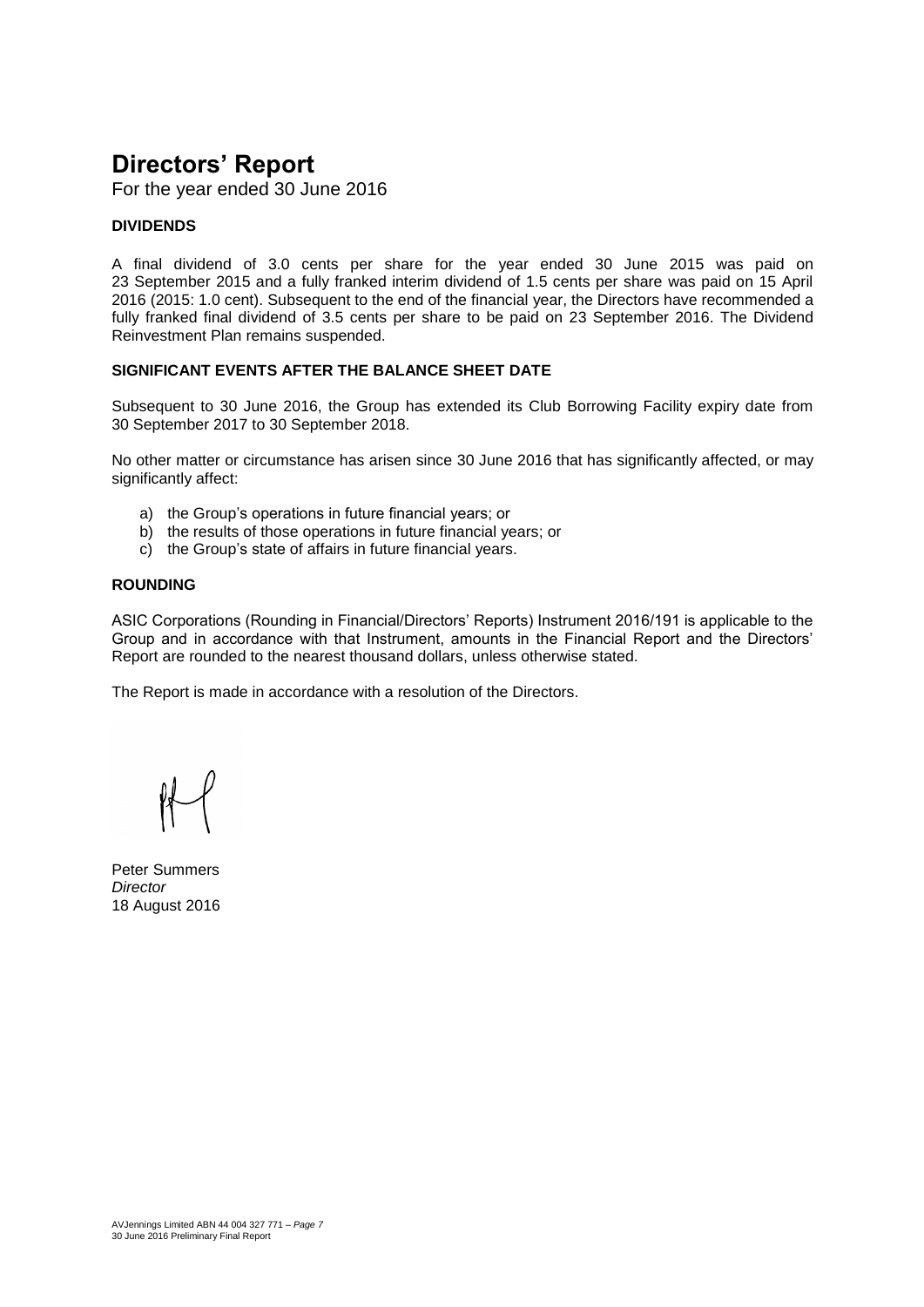# Directors' Report

For the year ended 30 June 2016

### DIVIDENDS

A final dividend of 3.0 cents per share for the year ended 30 June 2015 was paid on 23 September 2015 and a fully franked interim dividend of 1.5 cents per share was paid on 15 April 2016 (2015: 1.0 cent). Subsequent to the end of the financial year, the Directors have recommended a fully franked final dividend of 3.5 cents per share to be paid on 23 September 2016. The Dividend Reinvestment Plan remains suspended.

### SIGNIFICANT EVENTS AFTER THE BALANCE SHEET DATE

Subsequent to 30 June 2016, the Group has extended its Club Borrowing Facility expiry date from 30 September 2017 to 30 September 2018.

No other matter or circumstance has arisen since 30 June 2016 that has significantly affected, or may significantly affect:

a) the Group's operations in future financial years; or
b) the results of those operations in future financial years; or
c) the Group's state of affairs in future financial years.

### ROUNDING

ASIC Corporations (Rounding in Financial/Directors' Reports) Instrument 2016/191 is applicable to the Group and in accordance with that Instrument, amounts in the Financial Report and the Directors' Report are rounded to the nearest thousand dollars, unless otherwise stated.

The Report is made in accordance with a resolution of the Directors.

Peter Summers
*Director*
18 August 2016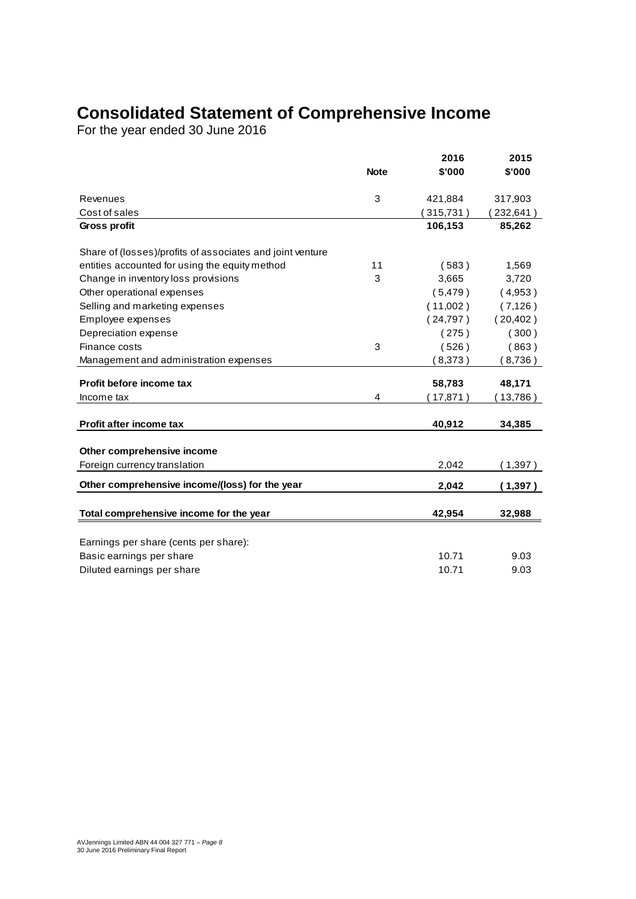# Consolidated Statement of Comprehensive Income

For the year ended 30 June 2016

| | Note | 2016 $'000 | 2015 $'000 |
|---|---|---|---|
| Revenues | 3 | 421,884 | 317,903 |
| Cost of sales | | ( 315,731 ) | ( 232,641 ) |
| **Gross profit** | | **106,153** | **85,262** |
| Share of (losses)/profits of associates and joint venture entities accounted for using the equity method | 11 | ( 583 ) | 1,569 |
| Change in inventory loss provisions | 3 | 3,665 | 3,720 |
| Other operational expenses | | ( 5,479 ) | ( 4,953 ) |
| Selling and marketing expenses | | ( 11,002 ) | ( 7,126 ) |
| Employee expenses | | ( 24,797 ) | ( 20,402 ) |
| Depreciation expense | | ( 275 ) | ( 300 ) |
| Finance costs | 3 | ( 526 ) | ( 863 ) |
| Management and administration expenses | | ( 8,373 ) | ( 8,736 ) |
| **Profit before income tax** | | **58,783** | **48,171** |
| Income tax | 4 | ( 17,871 ) | ( 13,786 ) |
| **Profit after income tax** | | **40,912** | **34,385** |
| **Other comprehensive income** | | | |
| Foreign currency translation | | 2,042 | ( 1,397 ) |
| **Other comprehensive income/(loss) for the year** | | **2,042** | **( 1,397 )** |
| **Total comprehensive income for the year** | | **42,954** | **32,988** |
| Earnings per share (cents per share): | | | |
| Basic earnings per share | | 10.71 | 9.03 |
| Diluted earnings per share | | 10.71 | 9.03 |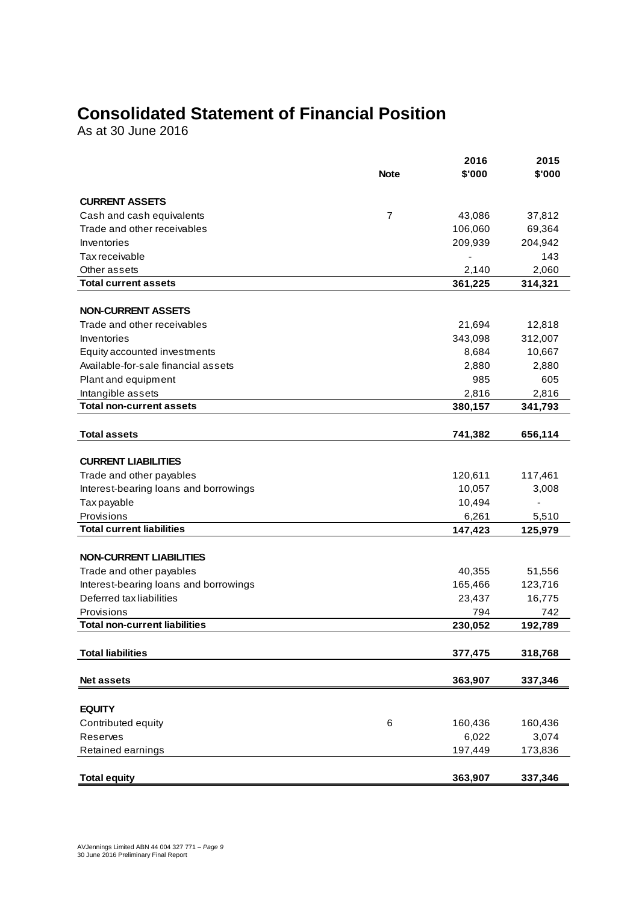# Consolidated Statement of Financial Position

As at 30 June 2016

| | Note | 2016 $'000 | 2015 $'000 |
|---|---|---|---|
| **CURRENT ASSETS** | | | |
| Cash and cash equivalents | 7 | 43,086 | 37,812 |
| Trade and other receivables | | 106,060 | 69,364 |
| Inventories | | 209,939 | 204,942 |
| Tax receivable | | - | 143 |
| Other assets | | 2,140 | 2,060 |
| **Total current assets** | | **361,225** | **314,321** |
| **NON-CURRENT ASSETS** | | | |
| Trade and other receivables | | 21,694 | 12,818 |
| Inventories | | 343,098 | 312,007 |
| Equity accounted investments | | 8,684 | 10,667 |
| Available-for-sale financial assets | | 2,880 | 2,880 |
| Plant and equipment | | 985 | 605 |
| Intangible assets | | 2,816 | 2,816 |
| **Total non-current assets** | | **380,157** | **341,793** |
| **Total assets** | | **741,382** | **656,114** |
| **CURRENT LIABILITIES** | | | |
| Trade and other payables | | 120,611 | 117,461 |
| Interest-bearing loans and borrowings | | 10,057 | 3,008 |
| Tax payable | | 10,494 | - |
| Provisions | | 6,261 | 5,510 |
| **Total current liabilities** | | **147,423** | **125,979** |
| **NON-CURRENT LIABILITIES** | | | |
| Trade and other payables | | 40,355 | 51,556 |
| Interest-bearing loans and borrowings | | 165,466 | 123,716 |
| Deferred tax liabilities | | 23,437 | 16,775 |
| Provisions | | 794 | 742 |
| **Total non-current liabilities** | | **230,052** | **192,789** |
| **Total liabilities** | | **377,475** | **318,768** |
| **Net assets** | | **363,907** | **337,346** |
| **EQUITY** | | | |
| Contributed equity | 6 | 160,436 | 160,436 |
| Reserves | | 6,022 | 3,074 |
| Retained earnings | | 197,449 | 173,836 |
| **Total equity** | | **363,907** | **337,346** |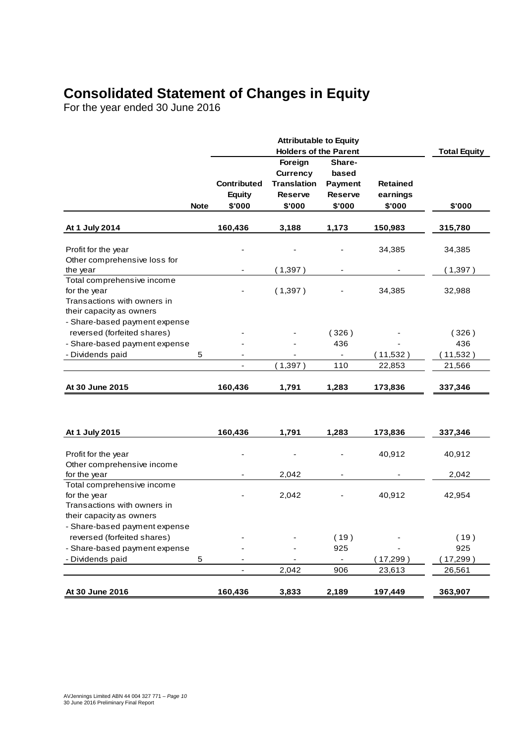# Consolidated Statement of Changes in Equity

For the year ended 30 June 2016

| | | Attributable to Equity Holders of the Parent | | | | Total Equity |
|---|---|---|---|---|---|---|
| | Note | Contributed Equity $'000 | Foreign Currency Translation Reserve $'000 | Share-based Payment Reserve $'000 | Retained earnings $'000 | $'000 |
| **At 1 July 2014** | | **160,436** | **3,188** | **1,173** | **150,983** | **315,780** |
| Profit for the year | | - | - | - | 34,385 | 34,385 |
| Other comprehensive loss for the year | | - | ( 1,397 ) | - | - | ( 1,397 ) |
| Total comprehensive income for the year | | - | ( 1,397 ) | - | 34,385 | 32,988 |
| Transactions with owners in their capacity as owners | | | | | | |
| - Share-based payment expense reversed (forfeited shares) | | - | - | ( 326 ) | - | ( 326 ) |
| - Share-based payment expense | | - | - | 436 | - | 436 |
| - Dividends paid | 5 | - | - | - | ( 11,532 ) | ( 11,532 ) |
| | | - | ( 1,397 ) | 110 | 22,853 | 21,566 |
| **At 30 June 2015** | | **160,436** | **1,791** | **1,283** | **173,836** | **337,346** |
| | | | | | | |
| **At 1 July 2015** | | **160,436** | **1,791** | **1,283** | **173,836** | **337,346** |
| Profit for the year | | - | - | - | 40,912 | 40,912 |
| Other comprehensive income for the year | | - | 2,042 | - | - | 2,042 |
| Total comprehensive income for the year | | - | 2,042 | - | 40,912 | 42,954 |
| Transactions with owners in their capacity as owners | | | | | | |
| - Share-based payment expense reversed (forfeited shares) | | - | - | ( 19 ) | - | ( 19 ) |
| - Share-based payment expense | | - | - | 925 | - | 925 |
| - Dividends paid | 5 | - | - | - | ( 17,299 ) | ( 17,299 ) |
| | | - | 2,042 | 906 | 23,613 | 26,561 |
| **At 30 June 2016** | | **160,436** | **3,833** | **2,189** | **197,449** | **363,907** |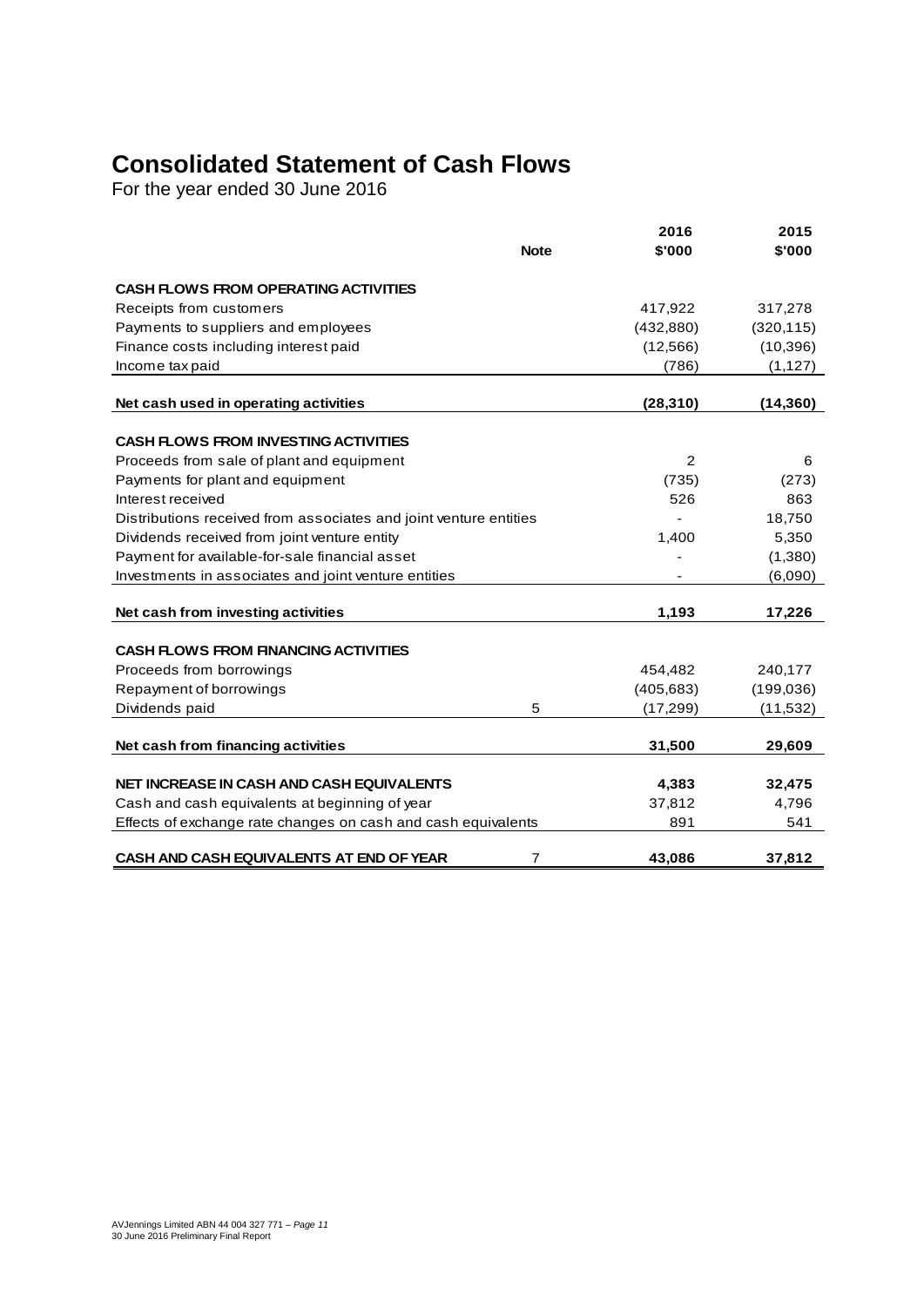# Consolidated Statement of Cash Flows

For the year ended 30 June 2016

| | Note | 2016 $'000 | 2015 $'000 |
|---|---|---|---|
| **CASH FLOWS FROM OPERATING ACTIVITIES** | | | |
| Receipts from customers | | 417,922 | 317,278 |
| Payments to suppliers and employees | | (432,880) | (320,115) |
| Finance costs including interest paid | | (12,566) | (10,396) |
| Income tax paid | | (786) | (1,127) |
| **Net cash used in operating activities** | | **(28,310)** | **(14,360)** |
| **CASH FLOWS FROM INVESTING ACTIVITIES** | | | |
| Proceeds from sale of plant and equipment | | 2 | 6 |
| Payments for plant and equipment | | (735) | (273) |
| Interest received | | 526 | 863 |
| Distributions received from associates and joint venture entities | | - | 18,750 |
| Dividends received from joint venture entity | | 1,400 | 5,350 |
| Payment for available-for-sale financial asset | | - | (1,380) |
| Investments in associates and joint venture entities | | - | (6,090) |
| **Net cash from investing activities** | | **1,193** | **17,226** |
| **CASH FLOWS FROM FINANCING ACTIVITIES** | | | |
| Proceeds from borrowings | | 454,482 | 240,177 |
| Repayment of borrowings | | (405,683) | (199,036) |
| Dividends paid | 5 | (17,299) | (11,532) |
| **Net cash from financing activities** | | **31,500** | **29,609** |
| **NET INCREASE IN CASH AND CASH EQUIVALENTS** | | **4,383** | **32,475** |
| Cash and cash equivalents at beginning of year | | 37,812 | 4,796 |
| Effects of exchange rate changes on cash and cash equivalents | | 891 | 541 |
| **CASH AND CASH EQUIVALENTS AT END OF YEAR** | 7 | **43,086** | **37,812** |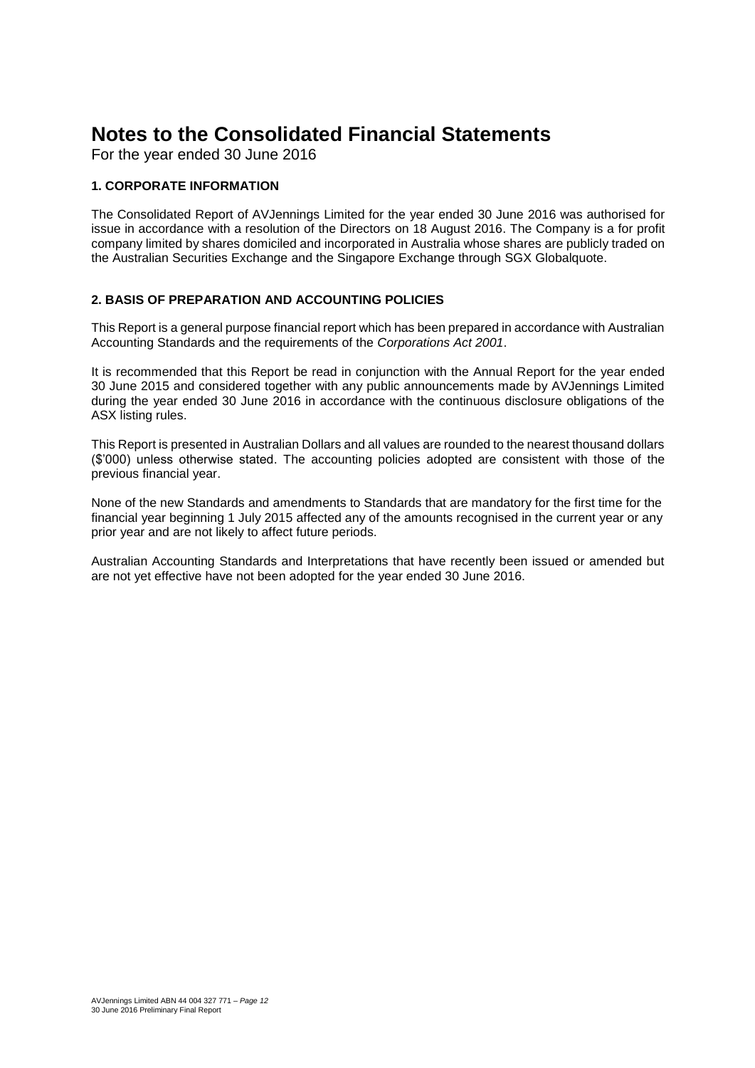# Notes to the Consolidated Financial Statements

For the year ended 30 June 2016

### 1. CORPORATE INFORMATION

The Consolidated Report of AVJennings Limited for the year ended 30 June 2016 was authorised for issue in accordance with a resolution of the Directors on 18 August 2016. The Company is a for profit company limited by shares domiciled and incorporated in Australia whose shares are publicly traded on the Australian Securities Exchange and the Singapore Exchange through SGX Globalquote.

### 2. BASIS OF PREPARATION AND ACCOUNTING POLICIES

This Report is a general purpose financial report which has been prepared in accordance with Australian Accounting Standards and the requirements of the *Corporations Act 2001*.

It is recommended that this Report be read in conjunction with the Annual Report for the year ended 30 June 2015 and considered together with any public announcements made by AVJennings Limited during the year ended 30 June 2016 in accordance with the continuous disclosure obligations of the ASX listing rules.

This Report is presented in Australian Dollars and all values are rounded to the nearest thousand dollars ($'000) unless otherwise stated. The accounting policies adopted are consistent with those of the previous financial year.

None of the new Standards and amendments to Standards that are mandatory for the first time for the financial year beginning 1 July 2015 affected any of the amounts recognised in the current year or any prior year and are not likely to affect future periods.

Australian Accounting Standards and Interpretations that have recently been issued or amended but are not yet effective have not been adopted for the year ended 30 June 2016.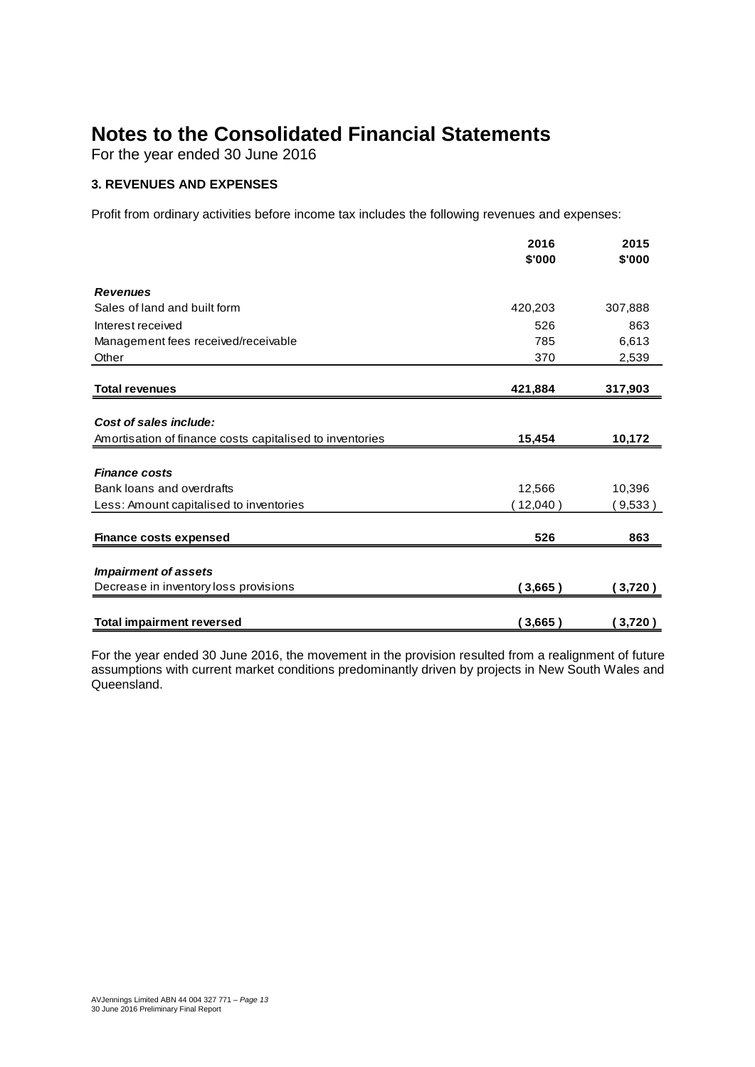# Notes to the Consolidated Financial Statements

For the year ended 30 June 2016

### 3. REVENUES AND EXPENSES

Profit from ordinary activities before income tax includes the following revenues and expenses:

| | 2016 $'000 | 2015 $'000 |
|---|---|---|
| ***Revenues*** | | |
| Sales of land and built form | 420,203 | 307,888 |
| Interest received | 526 | 863 |
| Management fees received/receivable | 785 | 6,613 |
| Other | 370 | 2,539 |
| **Total revenues** | **421,884** | **317,903** |
| ***Cost of sales include:*** | | |
| Amortisation of finance costs capitalised to inventories | **15,454** | **10,172** |
| ***Finance costs*** | | |
| Bank loans and overdrafts | 12,566 | 10,396 |
| Less: Amount capitalised to inventories | ( 12,040 ) | ( 9,533 ) |
| **Finance costs expensed** | **526** | **863** |
| ***Impairment of assets*** | | |
| Decrease in inventory loss provisions | **( 3,665 )** | **( 3,720 )** |
| **Total impairment reversed** | **( 3,665 )** | **( 3,720 )** |

For the year ended 30 June 2016, the movement in the provision resulted from a realignment of future assumptions with current market conditions predominantly driven by projects in New South Wales and Queensland.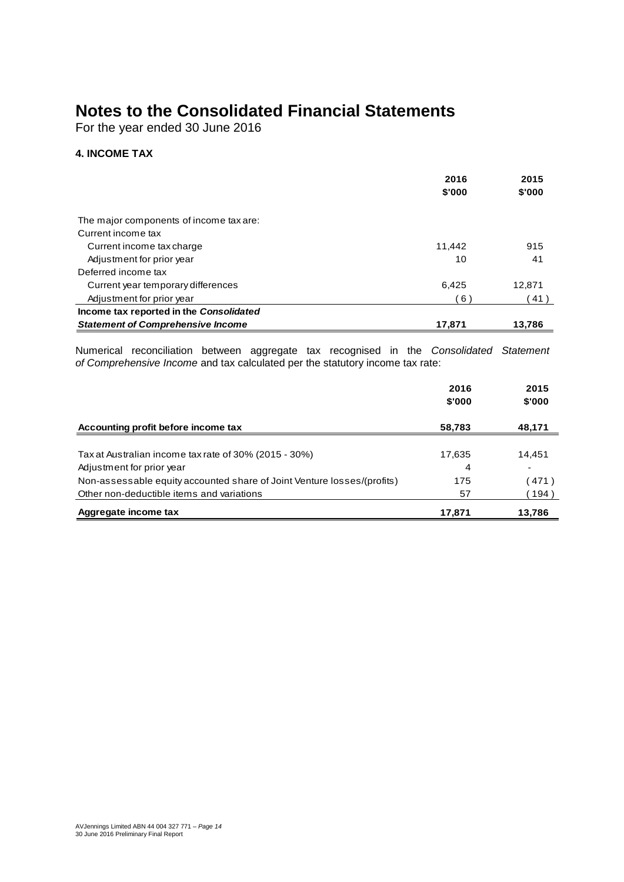# Notes to the Consolidated Financial Statements

For the year ended 30 June 2016

### 4. INCOME TAX

| | 2016 $'000 | 2015 $'000 |
|---|---|---|
| The major components of income tax are: | | |
| Current income tax | | |
| Current income tax charge | 11,442 | 915 |
| Adjustment for prior year | 10 | 41 |
| Deferred income tax | | |
| Current year temporary differences | 6,425 | 12,871 |
| Adjustment for prior year | ( 6 ) | ( 41 ) |
| **Income tax reported in the *Consolidated Statement of Comprehensive Income*** | **17,871** | **13,786** |

Numerical reconciliation between aggregate tax recognised in the *Consolidated Statement of Comprehensive Income* and tax calculated per the statutory income tax rate:

| | 2016 $'000 | 2015 $'000 |
|---|---|---|
| **Accounting profit before income tax** | **58,783** | **48,171** |
| Tax at Australian income tax rate of 30% (2015 - 30%) | 17,635 | 14,451 |
| Adjustment for prior year | 4 | - |
| Non-assessable equity accounted share of Joint Venture losses/(profits) | 175 | ( 471 ) |
| Other non-deductible items and variations | 57 | ( 194 ) |
| **Aggregate income tax** | **17,871** | **13,786** |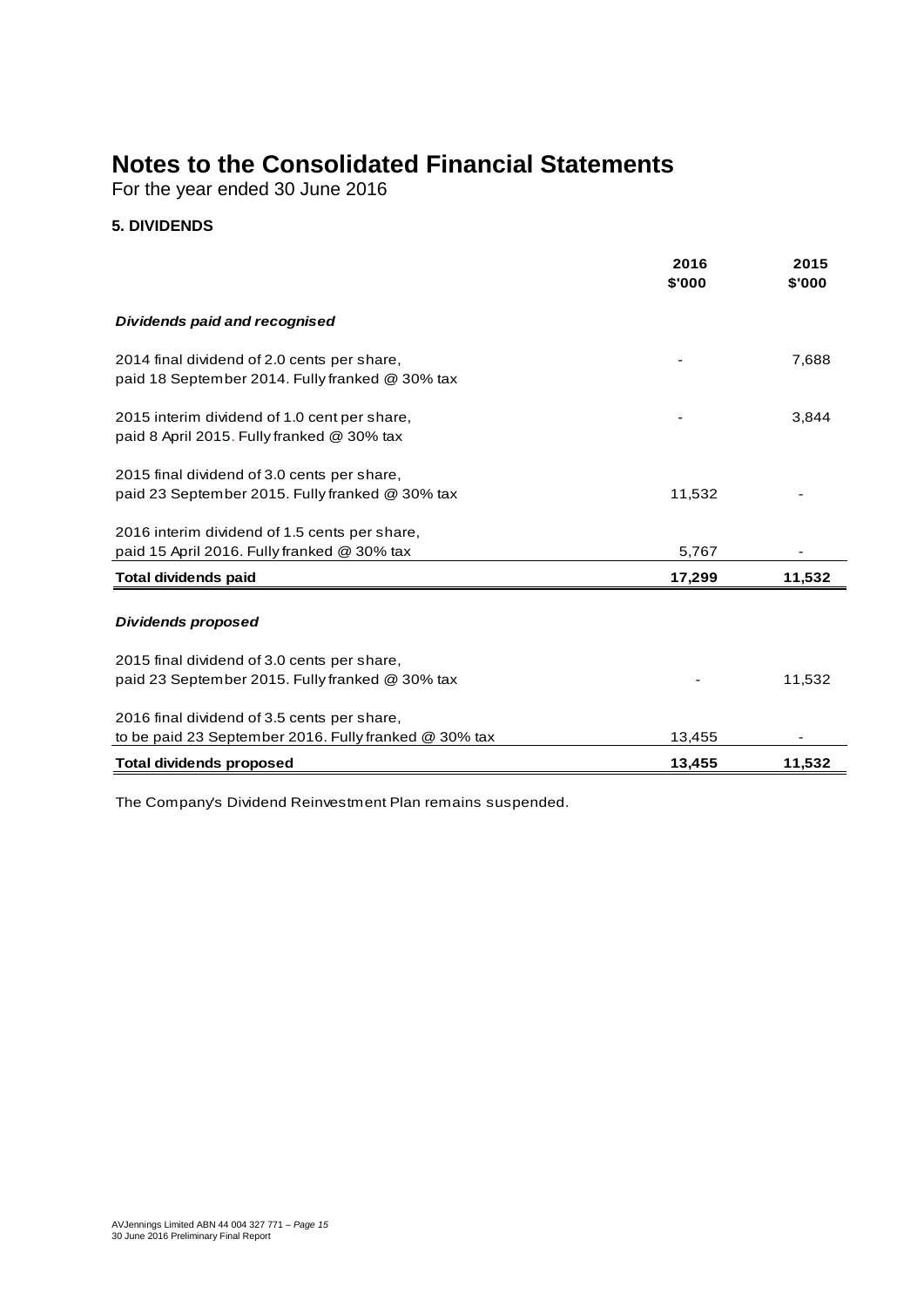# Notes to the Consolidated Financial Statements

For the year ended 30 June 2016

### 5. DIVIDENDS

| | 2016 $'000 | 2015 $'000 |
|---|---|---|
| ***Dividends paid and recognised*** | | |
| 2014 final dividend of 2.0 cents per share, paid 18 September 2014. Fully franked @ 30% tax | - | 7,688 |
| 2015 interim dividend of 1.0 cent per share, paid 8 April 2015. Fully franked @ 30% tax | - | 3,844 |
| 2015 final dividend of 3.0 cents per share, paid 23 September 2015. Fully franked @ 30% tax | 11,532 | - |
| 2016 interim dividend of 1.5 cents per share, paid 15 April 2016. Fully franked @ 30% tax | 5,767 | - |
| **Total dividends paid** | **17,299** | **11,532** |
| ***Dividends proposed*** | | |
| 2015 final dividend of 3.0 cents per share, paid 23 September 2015. Fully franked @ 30% tax | - | 11,532 |
| 2016 final dividend of 3.5 cents per share, to be paid 23 September 2016. Fully franked @ 30% tax | 13,455 | - |
| **Total dividends proposed** | **13,455** | **11,532** |

The Company's Dividend Reinvestment Plan remains suspended.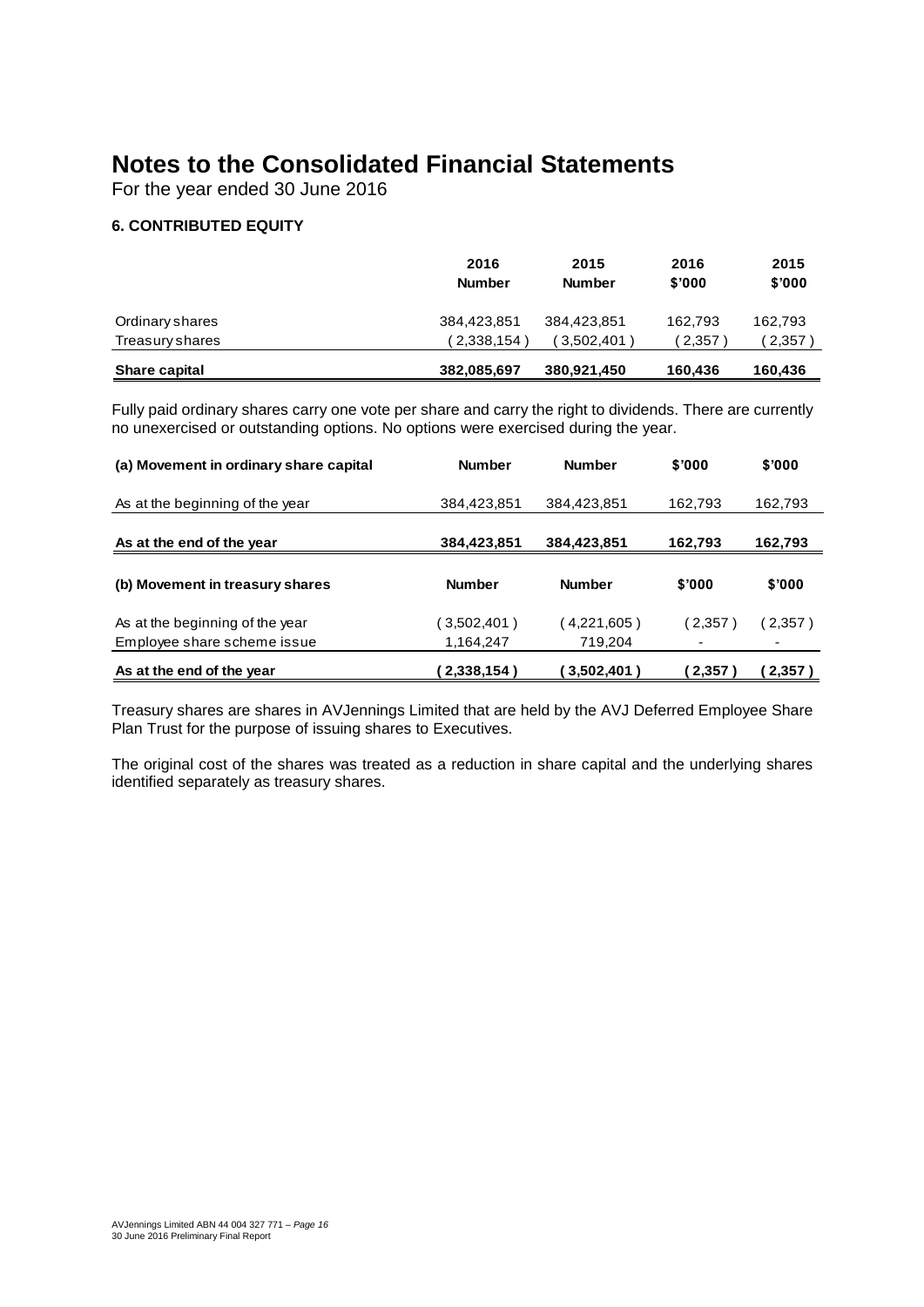# Notes to the Consolidated Financial Statements

For the year ended 30 June 2016

### 6. CONTRIBUTED EQUITY

| | 2016 Number | 2015 Number | 2016 $'000 | 2015 $'000 |
|---|---|---|---|---|
| Ordinary shares | 384,423,851 | 384,423,851 | 162,793 | 162,793 |
| Treasury shares | ( 2,338,154 ) | ( 3,502,401 ) | ( 2,357 ) | ( 2,357 ) |
| **Share capital** | **382,085,697** | **380,921,450** | **160,436** | **160,436** |

Fully paid ordinary shares carry one vote per share and carry the right to dividends. There are currently no unexercised or outstanding options. No options were exercised during the year.

| **(a) Movement in ordinary share capital** | **Number** | **Number** | **$'000** | **$'000** |
|---|---|---|---|---|
| As at the beginning of the year | 384,423,851 | 384,423,851 | 162,793 | 162,793 |
| **As at the end of the year** | **384,423,851** | **384,423,851** | **162,793** | **162,793** |

| **(b) Movement in treasury shares** | **Number** | **Number** | **$'000** | **$'000** |
|---|---|---|---|---|
| As at the beginning of the year | ( 3,502,401 ) | ( 4,221,605 ) | ( 2,357 ) | ( 2,357 ) |
| Employee share scheme issue | 1,164,247 | 719,204 | - | - |
| **As at the end of the year** | **( 2,338,154 )** | **( 3,502,401 )** | **( 2,357 )** | **( 2,357 )** |

Treasury shares are shares in AVJennings Limited that are held by the AVJ Deferred Employee Share Plan Trust for the purpose of issuing shares to Executives.

The original cost of the shares was treated as a reduction in share capital and the underlying shares identified separately as treasury shares.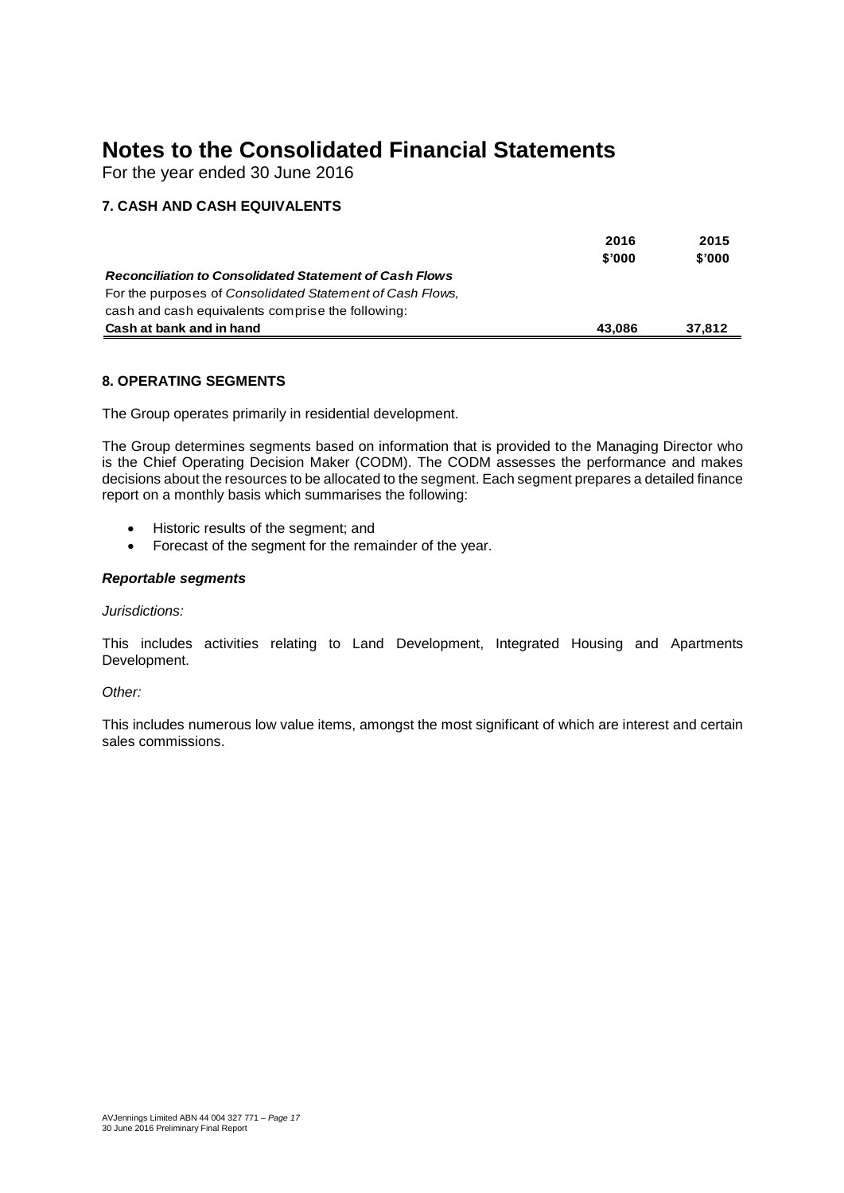# Notes to the Consolidated Financial Statements

For the year ended 30 June 2016

### 7. CASH AND CASH EQUIVALENTS

| | 2016 | 2015 |
|---|---|---|
| | $'000 | $'000 |
| ***Reconciliation to Consolidated Statement of Cash Flows*** | | |
| For the purposes of *Consolidated Statement of Cash Flows,* cash and cash equivalents comprise the following: | | |
| **Cash at bank and in hand** | **43,086** | **37,812** |

### 8. OPERATING SEGMENTS

The Group operates primarily in residential development.

The Group determines segments based on information that is provided to the Managing Director who is the Chief Operating Decision Maker (CODM). The CODM assesses the performance and makes decisions about the resources to be allocated to the segment. Each segment prepares a detailed finance report on a monthly basis which summarises the following:

- Historic results of the segment; and
- Forecast of the segment for the remainder of the year.

***Reportable segments***

*Jurisdictions:*

This includes activities relating to Land Development, Integrated Housing and Apartments Development.

*Other:*

This includes numerous low value items, amongst the most significant of which are interest and certain sales commissions.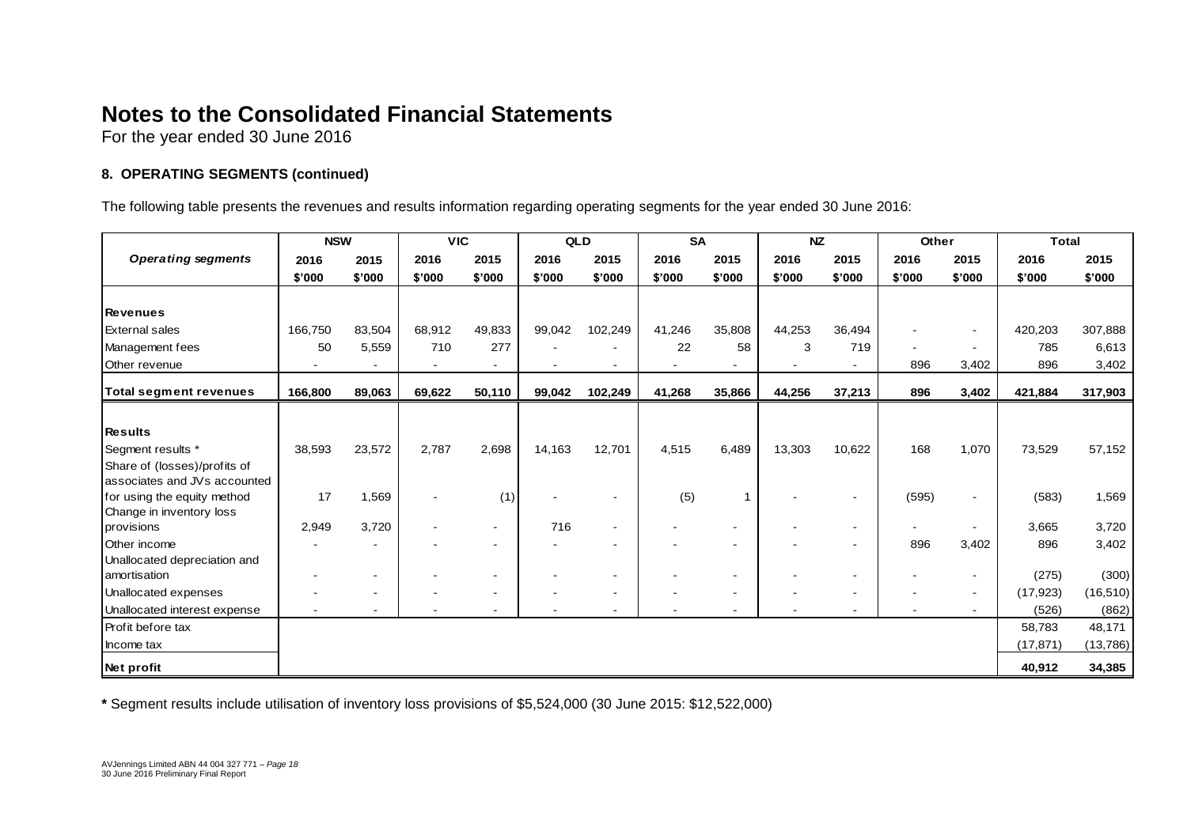# Notes to the Consolidated Financial Statements

For the year ended 30 June 2016

### 8. OPERATING SEGMENTS (continued)

The following table presents the revenues and results information regarding operating segments for the year ended 30 June 2016:

| | NSW | | VIC | | QLD | | SA | | NZ | | Other | | Total | |
|---|---|---|---|---|---|---|---|---|---|---|---|---|---|---|
| *Operating segments* | 2016 | 2015 | 2016 | 2015 | 2016 | 2015 | 2016 | 2015 | 2016 | 2015 | 2016 | 2015 | 2016 | 2015 |
| | $'000 | $'000 | $'000 | $'000 | $'000 | $'000 | $'000 | $'000 | $'000 | $'000 | $'000 | $'000 | $'000 | $'000 |
| **Revenues** | | | | | | | | | | | | | | |
| External sales | 166,750 | 83,504 | 68,912 | 49,833 | 99,042 | 102,249 | 41,246 | 35,808 | 44,253 | 36,494 | - | - | 420,203 | 307,888 |
| Management fees | 50 | 5,559 | 710 | 277 | - | - | 22 | 58 | 3 | 719 | - | - | 785 | 6,613 |
| Other revenue | - | - | - | - | - | - | - | - | - | - | 896 | 3,402 | 896 | 3,402 |
| **Total segment revenues** | **166,800** | **89,063** | **69,622** | **50,110** | **99,042** | **102,249** | **41,268** | **35,866** | **44,256** | **37,213** | **896** | **3,402** | **421,884** | **317,903** |
| **Results** | | | | | | | | | | | | | | |
| Segment results * | 38,593 | 23,572 | 2,787 | 2,698 | 14,163 | 12,701 | 4,515 | 6,489 | 13,303 | 10,622 | 168 | 1,070 | 73,529 | 57,152 |
| Share of (losses)/profits of associates and JVs accounted for using the equity method | 17 | 1,569 | - | (1) | - | - | (5) | 1 | - | - | (595) | - | (583) | 1,569 |
| Change in inventory loss provisions | 2,949 | 3,720 | - | - | 716 | - | - | - | - | - | - | - | 3,665 | 3,720 |
| Other income | - | - | - | - | - | - | - | - | - | - | 896 | 3,402 | 896 | 3,402 |
| Unallocated depreciation and amortisation | - | - | - | - | - | - | - | - | - | - | - | - | (275) | (300) |
| Unallocated expenses | - | - | - | - | - | - | - | - | - | - | - | - | (17,923) | (16,510) |
| Unallocated interest expense | - | - | - | - | - | - | - | - | - | - | - | - | (526) | (862) |
| Profit before tax | | | | | | | | | | | | | 58,783 | 48,171 |
| Income tax | | | | | | | | | | | | | (17,871) | (13,786) |
| **Net profit** | | | | | | | | | | | | | **40,912** | **34,385** |

**\*** Segment results include utilisation of inventory loss provisions of $5,524,000 (30 June 2015: $12,522,000)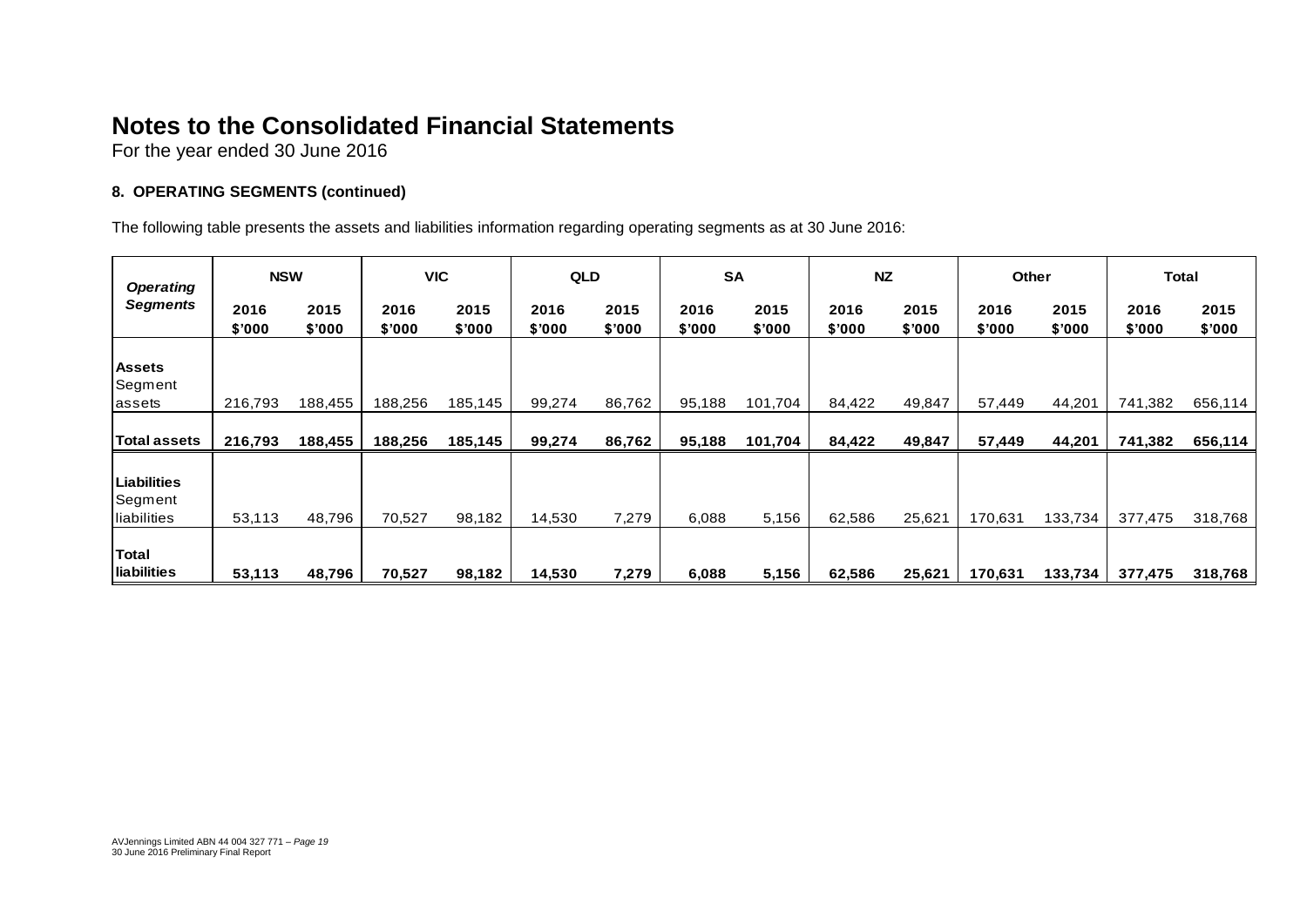# Notes to the Consolidated Financial Statements

For the year ended 30 June 2016

### 8. OPERATING SEGMENTS (continued)

The following table presents the assets and liabilities information regarding operating segments as at 30 June 2016:

| *Operating Segments* | NSW | | VIC | | QLD | | SA | | NZ | | Other | | Total | |
|---|---|---|---|---|---|---|---|---|---|---|---|---|---|---|
| | 2016 $'000 | 2015 $'000 | 2016 $'000 | 2015 $'000 | 2016 $'000 | 2015 $'000 | 2016 $'000 | 2015 $'000 | 2016 $'000 | 2015 $'000 | 2016 $'000 | 2015 $'000 | 2016 $'000 | 2015 $'000 |
| **Assets** | | | | | | | | | | | | | | |
| Segment assets | 216,793 | 188,455 | 188,256 | 185,145 | 99,274 | 86,762 | 95,188 | 101,704 | 84,422 | 49,847 | 57,449 | 44,201 | 741,382 | 656,114 |
| **Total assets** | **216,793** | **188,455** | **188,256** | **185,145** | **99,274** | **86,762** | **95,188** | **101,704** | **84,422** | **49,847** | **57,449** | **44,201** | **741,382** | **656,114** |
| **Liabilities** | | | | | | | | | | | | | | |
| Segment liabilities | 53,113 | 48,796 | 70,527 | 98,182 | 14,530 | 7,279 | 6,088 | 5,156 | 62,586 | 25,621 | 170,631 | 133,734 | 377,475 | 318,768 |
| **Total liabilities** | **53,113** | **48,796** | **70,527** | **98,182** | **14,530** | **7,279** | **6,088** | **5,156** | **62,586** | **25,621** | **170,631** | **133,734** | **377,475** | **318,768** |

AVJennings Limited ABN 44 004 327 771 – *Page 19*
30 June 2016 Preliminary Final Report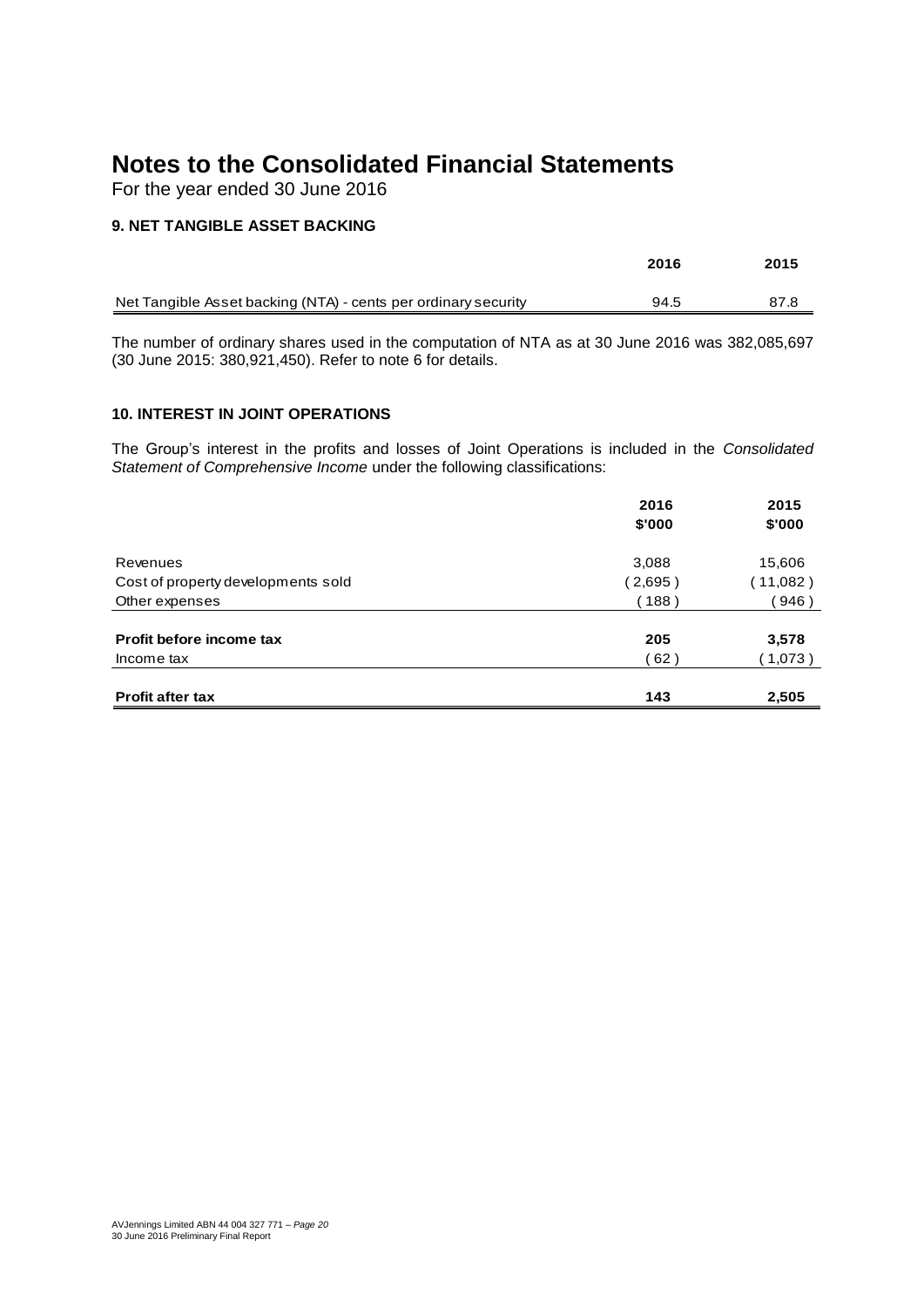# Notes to the Consolidated Financial Statements

For the year ended 30 June 2016

### 9. NET TANGIBLE ASSET BACKING

| | 2016 | 2015 |
|---|---|---|
| Net Tangible Asset backing (NTA) - cents per ordinary security | 94.5 | 87.8 |

The number of ordinary shares used in the computation of NTA as at 30 June 2016 was 382,085,697 (30 June 2015: 380,921,450). Refer to note 6 for details.

### 10. INTEREST IN JOINT OPERATIONS

The Group's interest in the profits and losses of Joint Operations is included in the *Consolidated Statement of Comprehensive Income* under the following classifications:

| | 2016 $'000 | 2015 $'000 |
|---|---|---|
| Revenues | 3,088 | 15,606 |
| Cost of property developments sold | ( 2,695 ) | ( 11,082 ) |
| Other expenses | ( 188 ) | ( 946 ) |
| **Profit before income tax** | **205** | **3,578** |
| Income tax | ( 62 ) | ( 1,073 ) |
| **Profit after tax** | **143** | **2,505** |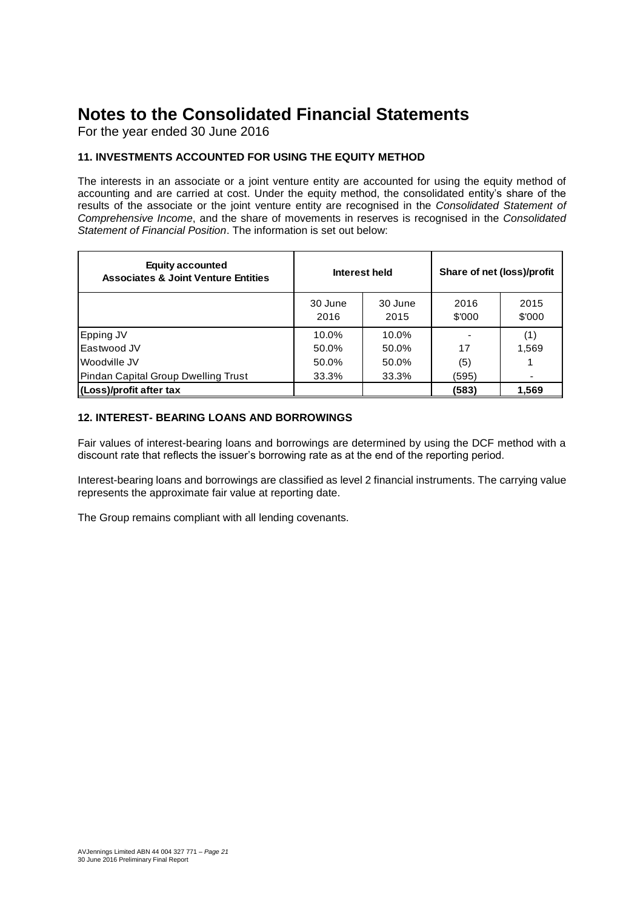# Notes to the Consolidated Financial Statements

For the year ended 30 June 2016

### 11. INVESTMENTS ACCOUNTED FOR USING THE EQUITY METHOD

The interests in an associate or a joint venture entity are accounted for using the equity method of accounting and are carried at cost. Under the equity method, the consolidated entity's share of the results of the associate or the joint venture entity are recognised in the *Consolidated Statement of Comprehensive Income*, and the share of movements in reserves is recognised in the *Consolidated Statement of Financial Position*. The information is set out below:

| **Equity accounted Associates & Joint Venture Entities** | **Interest held** | | **Share of net (loss)/profit** | |
|---|---|---|---|---|
| | 30 June 2016 | 30 June 2015 | 2016 $'000 | 2015 $'000 |
| Epping JV | 10.0% | 10.0% | - | (1) |
| Eastwood JV | 50.0% | 50.0% | 17 | 1,569 |
| Woodville JV | 50.0% | 50.0% | (5) | 1 |
| Pindan Capital Group Dwelling Trust | 33.3% | 33.3% | (595) | - |
| **(Loss)/profit after tax** | | | **(583)** | **1,569** |

### 12. INTEREST- BEARING LOANS AND BORROWINGS

Fair values of interest-bearing loans and borrowings are determined by using the DCF method with a discount rate that reflects the issuer's borrowing rate as at the end of the reporting period.

Interest-bearing loans and borrowings are classified as level 2 financial instruments. The carrying value represents the approximate fair value at reporting date.

The Group remains compliant with all lending covenants.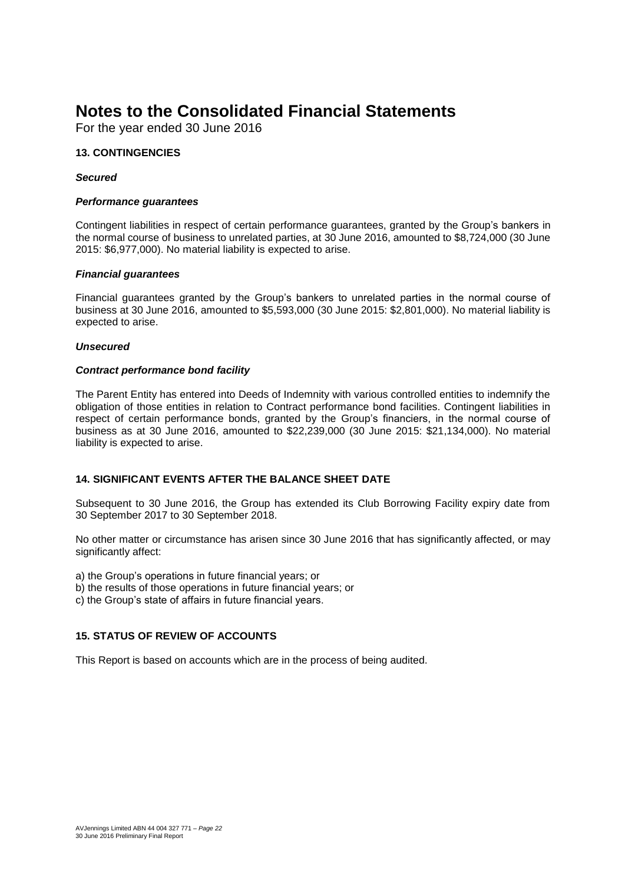# Notes to the Consolidated Financial Statements

For the year ended 30 June 2016

### 13. CONTINGENCIES

***Secured***

***Performance guarantees***

Contingent liabilities in respect of certain performance guarantees, granted by the Group's bankers in the normal course of business to unrelated parties, at 30 June 2016, amounted to $8,724,000 (30 June 2015: $6,977,000). No material liability is expected to arise.

***Financial guarantees***

Financial guarantees granted by the Group's bankers to unrelated parties in the normal course of business at 30 June 2016, amounted to $5,593,000 (30 June 2015: $2,801,000). No material liability is expected to arise.

***Unsecured***

***Contract performance bond facility***

The Parent Entity has entered into Deeds of Indemnity with various controlled entities to indemnify the obligation of those entities in relation to Contract performance bond facilities. Contingent liabilities in respect of certain performance bonds, granted by the Group's financiers, in the normal course of business as at 30 June 2016, amounted to $22,239,000 (30 June 2015: $21,134,000). No material liability is expected to arise.

### 14. SIGNIFICANT EVENTS AFTER THE BALANCE SHEET DATE

Subsequent to 30 June 2016, the Group has extended its Club Borrowing Facility expiry date from 30 September 2017 to 30 September 2018.

No other matter or circumstance has arisen since 30 June 2016 that has significantly affected, or may significantly affect:

a) the Group's operations in future financial years; or
b) the results of those operations in future financial years; or
c) the Group's state of affairs in future financial years.

### 15. STATUS OF REVIEW OF ACCOUNTS

This Report is based on accounts which are in the process of being audited.